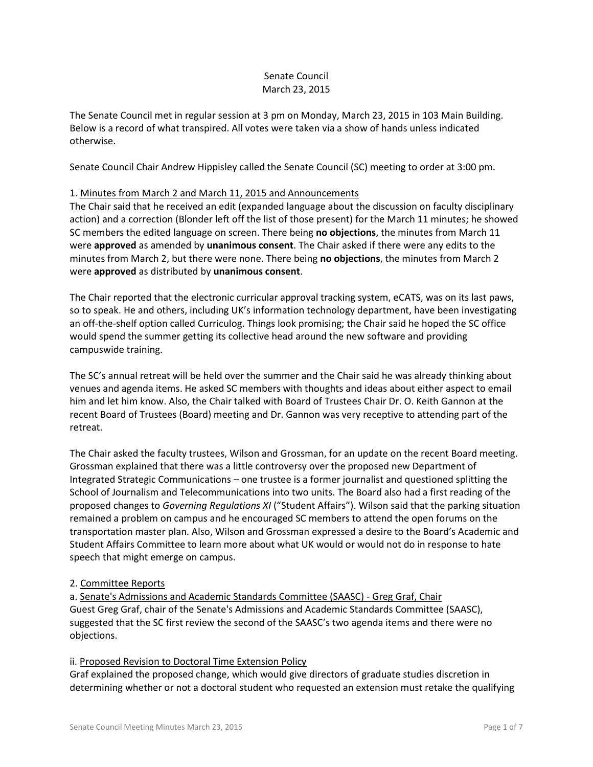Senate Council
March 23, 2015

The Senate Council met in regular session at 3 pm on Monday, March 23, 2015 in 103 Main Building. Below is a record of what transpired. All votes were taken via a show of hands unless indicated otherwise.

Senate Council Chair Andrew Hippisley called the Senate Council (SC) meeting to order at 3:00 pm.

1. Minutes from March 2 and March 11, 2015 and Announcements

The Chair said that he received an edit (expanded language about the discussion on faculty disciplinary action) and a correction (Blonder left off the list of those present) for the March 11 minutes; he showed SC members the edited language on screen. There being **no objections**, the minutes from March 11 were **approved** as amended by **unanimous consent**. The Chair asked if there were any edits to the minutes from March 2, but there were none. There being **no objections**, the minutes from March 2 were **approved** as distributed by **unanimous consent**.

The Chair reported that the electronic curricular approval tracking system, eCATS, was on its last paws, so to speak. He and others, including UK's information technology department, have been investigating an off-the-shelf option called Curriculog. Things look promising; the Chair said he hoped the SC office would spend the summer getting its collective head around the new software and providing campuswide training.

The SC's annual retreat will be held over the summer and the Chair said he was already thinking about venues and agenda items. He asked SC members with thoughts and ideas about either aspect to email him and let him know. Also, the Chair talked with Board of Trustees Chair Dr. O. Keith Gannon at the recent Board of Trustees (Board) meeting and Dr. Gannon was very receptive to attending part of the retreat.

The Chair asked the faculty trustees, Wilson and Grossman, for an update on the recent Board meeting. Grossman explained that there was a little controversy over the proposed new Department of Integrated Strategic Communications – one trustee is a former journalist and questioned splitting the School of Journalism and Telecommunications into two units. The Board also had a first reading of the proposed changes to *Governing Regulations XI* ("Student Affairs"). Wilson said that the parking situation remained a problem on campus and he encouraged SC members to attend the open forums on the transportation master plan. Also, Wilson and Grossman expressed a desire to the Board's Academic and Student Affairs Committee to learn more about what UK would or would not do in response to hate speech that might emerge on campus.

2. Committee Reports

a. Senate's Admissions and Academic Standards Committee (SAASC) - Greg Graf, Chair

Guest Greg Graf, chair of the Senate's Admissions and Academic Standards Committee (SAASC), suggested that the SC first review the second of the SAASC's two agenda items and there were no objections.

ii. Proposed Revision to Doctoral Time Extension Policy

Graf explained the proposed change, which would give directors of graduate studies discretion in determining whether or not a doctoral student who requested an extension must retake the qualifying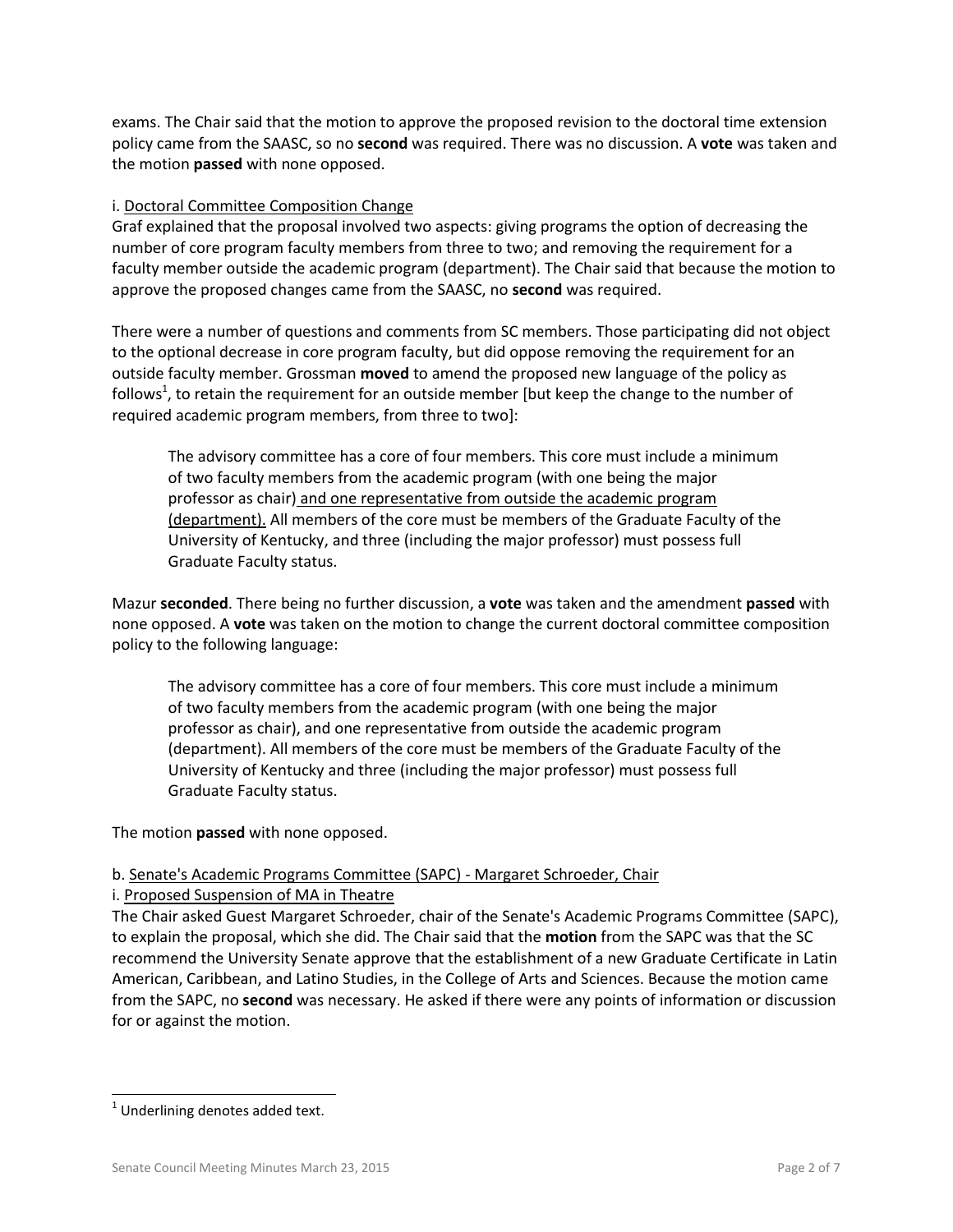exams. The Chair said that the motion to approve the proposed revision to the doctoral time extension policy came from the SAASC, so no **second** was required. There was no discussion. A **vote** was taken and the motion **passed** with none opposed.

i. Doctoral Committee Composition Change

Graf explained that the proposal involved two aspects: giving programs the option of decreasing the number of core program faculty members from three to two; and removing the requirement for a faculty member outside the academic program (department). The Chair said that because the motion to approve the proposed changes came from the SAASC, no **second** was required.

There were a number of questions and comments from SC members. Those participating did not object to the optional decrease in core program faculty, but did oppose removing the requirement for an outside faculty member. Grossman **moved** to amend the proposed new language of the policy as follows[1], to retain the requirement for an outside member [but keep the change to the number of required academic program members, from three to two]:

> The advisory committee has a core of four members. This core must include a minimum of two faculty members from the academic program (with one being the major professor as chair) <u>and one representative from outside the academic program (department).</u> All members of the core must be members of the Graduate Faculty of the University of Kentucky, and three (including the major professor) must possess full Graduate Faculty status.

Mazur **seconded**. There being no further discussion, a **vote** was taken and the amendment **passed** with none opposed. A **vote** was taken on the motion to change the current doctoral committee composition policy to the following language:

> The advisory committee has a core of four members. This core must include a minimum of two faculty members from the academic program (with one being the major professor as chair), and one representative from outside the academic program (department). All members of the core must be members of the Graduate Faculty of the University of Kentucky and three (including the major professor) must possess full Graduate Faculty status.

The motion **passed** with none opposed.

b. Senate's Academic Programs Committee (SAPC) - Margaret Schroeder, Chair

i. Proposed Suspension of MA in Theatre

The Chair asked Guest Margaret Schroeder, chair of the Senate's Academic Programs Committee (SAPC), to explain the proposal, which she did. The Chair said that the **motion** from the SAPC was that the SC recommend the University Senate approve that the establishment of a new Graduate Certificate in Latin American, Caribbean, and Latino Studies, in the College of Arts and Sciences. Because the motion came from the SAPC, no **second** was necessary. He asked if there were any points of information or discussion for or against the motion.

---

[1] Underlining denotes added text.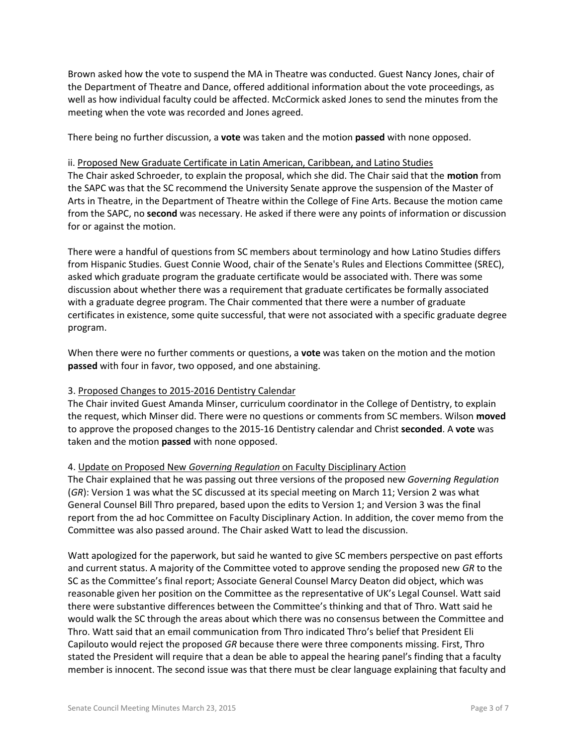Brown asked how the vote to suspend the MA in Theatre was conducted. Guest Nancy Jones, chair of the Department of Theatre and Dance, offered additional information about the vote proceedings, as well as how individual faculty could be affected. McCormick asked Jones to send the minutes from the meeting when the vote was recorded and Jones agreed.

There being no further discussion, a **vote** was taken and the motion **passed** with none opposed.

ii. Proposed New Graduate Certificate in Latin American, Caribbean, and Latino Studies

The Chair asked Schroeder, to explain the proposal, which she did. The Chair said that the **motion** from the SAPC was that the SC recommend the University Senate approve the suspension of the Master of Arts in Theatre, in the Department of Theatre within the College of Fine Arts. Because the motion came from the SAPC, no **second** was necessary. He asked if there were any points of information or discussion for or against the motion.

There were a handful of questions from SC members about terminology and how Latino Studies differs from Hispanic Studies. Guest Connie Wood, chair of the Senate's Rules and Elections Committee (SREC), asked which graduate program the graduate certificate would be associated with. There was some discussion about whether there was a requirement that graduate certificates be formally associated with a graduate degree program. The Chair commented that there were a number of graduate certificates in existence, some quite successful, that were not associated with a specific graduate degree program.

When there were no further comments or questions, a **vote** was taken on the motion and the motion **passed** with four in favor, two opposed, and one abstaining.

3. Proposed Changes to 2015-2016 Dentistry Calendar

The Chair invited Guest Amanda Minser, curriculum coordinator in the College of Dentistry, to explain the request, which Minser did. There were no questions or comments from SC members. Wilson **moved** to approve the proposed changes to the 2015-16 Dentistry calendar and Christ **seconded**. A **vote** was taken and the motion **passed** with none opposed.

4. Update on Proposed New *Governing Regulation* on Faculty Disciplinary Action

The Chair explained that he was passing out three versions of the proposed new *Governing Regulation* (*GR*): Version 1 was what the SC discussed at its special meeting on March 11; Version 2 was what General Counsel Bill Thro prepared, based upon the edits to Version 1; and Version 3 was the final report from the ad hoc Committee on Faculty Disciplinary Action. In addition, the cover memo from the Committee was also passed around. The Chair asked Watt to lead the discussion.

Watt apologized for the paperwork, but said he wanted to give SC members perspective on past efforts and current status. A majority of the Committee voted to approve sending the proposed new *GR* to the SC as the Committee's final report; Associate General Counsel Marcy Deaton did object, which was reasonable given her position on the Committee as the representative of UK's Legal Counsel. Watt said there were substantive differences between the Committee's thinking and that of Thro. Watt said he would walk the SC through the areas about which there was no consensus between the Committee and Thro. Watt said that an email communication from Thro indicated Thro's belief that President Eli Capilouto would reject the proposed *GR* because there were three components missing. First, Thro stated the President will require that a dean be able to appeal the hearing panel's finding that a faculty member is innocent. The second issue was that there must be clear language explaining that faculty and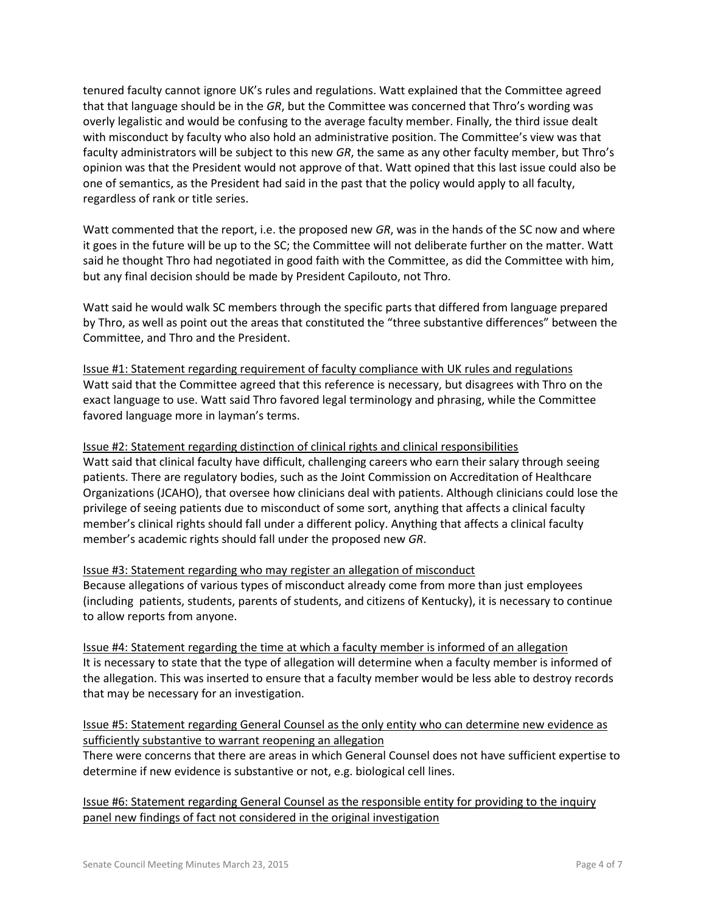tenured faculty cannot ignore UK's rules and regulations. Watt explained that the Committee agreed that that language should be in the *GR*, but the Committee was concerned that Thro's wording was overly legalistic and would be confusing to the average faculty member. Finally, the third issue dealt with misconduct by faculty who also hold an administrative position. The Committee's view was that faculty administrators will be subject to this new *GR*, the same as any other faculty member, but Thro's opinion was that the President would not approve of that. Watt opined that this last issue could also be one of semantics, as the President had said in the past that the policy would apply to all faculty, regardless of rank or title series.

Watt commented that the report, i.e. the proposed new *GR*, was in the hands of the SC now and where it goes in the future will be up to the SC; the Committee will not deliberate further on the matter. Watt said he thought Thro had negotiated in good faith with the Committee, as did the Committee with him, but any final decision should be made by President Capilouto, not Thro.

Watt said he would walk SC members through the specific parts that differed from language prepared by Thro, as well as point out the areas that constituted the "three substantive differences" between the Committee, and Thro and the President.

<u>Issue #1: Statement regarding requirement of faculty compliance with UK rules and regulations</u>
Watt said that the Committee agreed that this reference is necessary, but disagrees with Thro on the exact language to use. Watt said Thro favored legal terminology and phrasing, while the Committee favored language more in layman's terms.

<u>Issue #2: Statement regarding distinction of clinical rights and clinical responsibilities</u>
Watt said that clinical faculty have difficult, challenging careers who earn their salary through seeing patients. There are regulatory bodies, such as the Joint Commission on Accreditation of Healthcare Organizations (JCAHO), that oversee how clinicians deal with patients. Although clinicians could lose the privilege of seeing patients due to misconduct of some sort, anything that affects a clinical faculty member's clinical rights should fall under a different policy. Anything that affects a clinical faculty member's academic rights should fall under the proposed new *GR*.

<u>Issue #3: Statement regarding who may register an allegation of misconduct</u>
Because allegations of various types of misconduct already come from more than just employees (including patients, students, parents of students, and citizens of Kentucky), it is necessary to continue to allow reports from anyone.

<u>Issue #4: Statement regarding the time at which a faculty member is informed of an allegation</u>
It is necessary to state that the type of allegation will determine when a faculty member is informed of the allegation. This was inserted to ensure that a faculty member would be less able to destroy records that may be necessary for an investigation.

<u>Issue #5: Statement regarding General Counsel as the only entity who can determine new evidence as sufficiently substantive to warrant reopening an allegation</u>
There were concerns that there are areas in which General Counsel does not have sufficient expertise to determine if new evidence is substantive or not, e.g. biological cell lines.

<u>Issue #6: Statement regarding General Counsel as the responsible entity for providing to the inquiry panel new findings of fact not considered in the original investigation</u>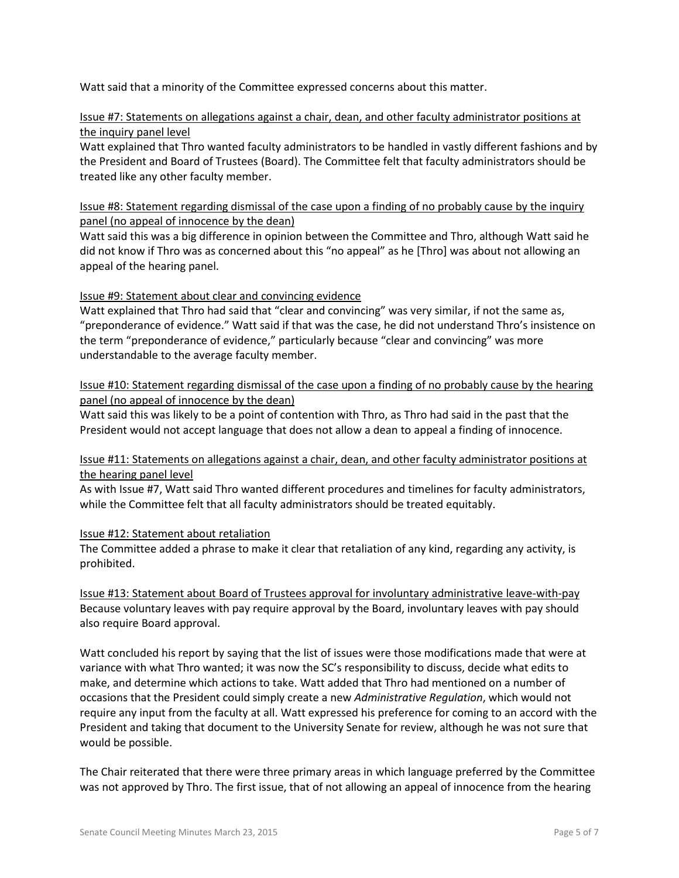Watt said that a minority of the Committee expressed concerns about this matter.

<u>Issue #7: Statements on allegations against a chair, dean, and other faculty administrator positions at the inquiry panel level</u>

Watt explained that Thro wanted faculty administrators to be handled in vastly different fashions and by the President and Board of Trustees (Board). The Committee felt that faculty administrators should be treated like any other faculty member.

<u>Issue #8: Statement regarding dismissal of the case upon a finding of no probably cause by the inquiry panel (no appeal of innocence by the dean)</u>

Watt said this was a big difference in opinion between the Committee and Thro, although Watt said he did not know if Thro was as concerned about this "no appeal" as he [Thro] was about not allowing an appeal of the hearing panel.

<u>Issue #9: Statement about clear and convincing evidence</u>

Watt explained that Thro had said that "clear and convincing" was very similar, if not the same as, "preponderance of evidence." Watt said if that was the case, he did not understand Thro's insistence on the term "preponderance of evidence," particularly because "clear and convincing" was more understandable to the average faculty member.

<u>Issue #10: Statement regarding dismissal of the case upon a finding of no probably cause by the hearing panel (no appeal of innocence by the dean)</u>

Watt said this was likely to be a point of contention with Thro, as Thro had said in the past that the President would not accept language that does not allow a dean to appeal a finding of innocence.

<u>Issue #11: Statements on allegations against a chair, dean, and other faculty administrator positions at the hearing panel level</u>

As with Issue #7, Watt said Thro wanted different procedures and timelines for faculty administrators, while the Committee felt that all faculty administrators should be treated equitably.

<u>Issue #12: Statement about retaliation</u>

The Committee added a phrase to make it clear that retaliation of any kind, regarding any activity, is prohibited.

<u>Issue #13: Statement about Board of Trustees approval for involuntary administrative leave-with-pay</u>

Because voluntary leaves with pay require approval by the Board, involuntary leaves with pay should also require Board approval.

Watt concluded his report by saying that the list of issues were those modifications made that were at variance with what Thro wanted; it was now the SC's responsibility to discuss, decide what edits to make, and determine which actions to take. Watt added that Thro had mentioned on a number of occasions that the President could simply create a new *Administrative Regulation*, which would not require any input from the faculty at all. Watt expressed his preference for coming to an accord with the President and taking that document to the University Senate for review, although he was not sure that would be possible.

The Chair reiterated that there were three primary areas in which language preferred by the Committee was not approved by Thro. The first issue, that of not allowing an appeal of innocence from the hearing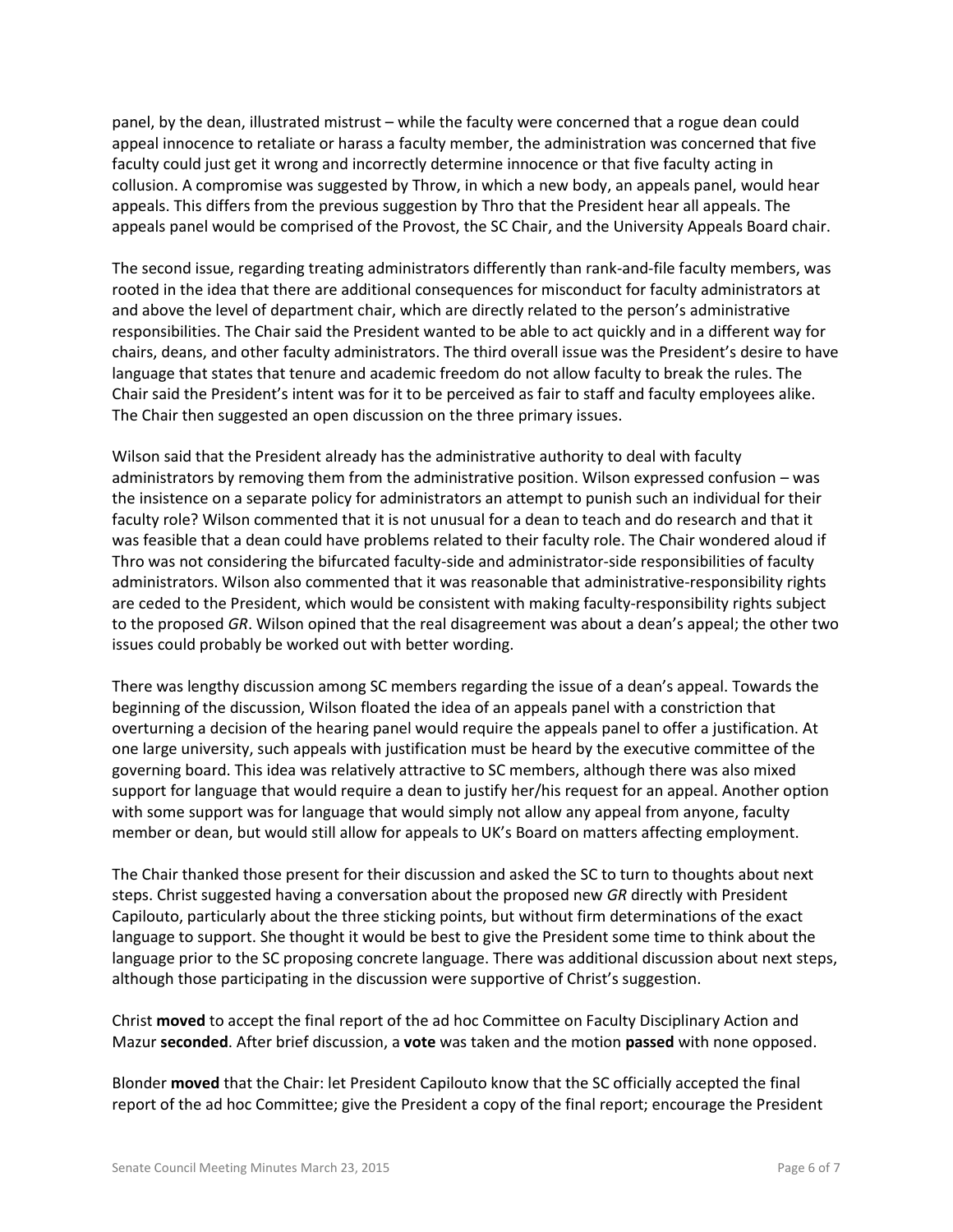panel, by the dean, illustrated mistrust – while the faculty were concerned that a rogue dean could appeal innocence to retaliate or harass a faculty member, the administration was concerned that five faculty could just get it wrong and incorrectly determine innocence or that five faculty acting in collusion. A compromise was suggested by Throw, in which a new body, an appeals panel, would hear appeals. This differs from the previous suggestion by Thro that the President hear all appeals. The appeals panel would be comprised of the Provost, the SC Chair, and the University Appeals Board chair.

The second issue, regarding treating administrators differently than rank-and-file faculty members, was rooted in the idea that there are additional consequences for misconduct for faculty administrators at and above the level of department chair, which are directly related to the person's administrative responsibilities. The Chair said the President wanted to be able to act quickly and in a different way for chairs, deans, and other faculty administrators. The third overall issue was the President's desire to have language that states that tenure and academic freedom do not allow faculty to break the rules. The Chair said the President's intent was for it to be perceived as fair to staff and faculty employees alike. The Chair then suggested an open discussion on the three primary issues.

Wilson said that the President already has the administrative authority to deal with faculty administrators by removing them from the administrative position. Wilson expressed confusion – was the insistence on a separate policy for administrators an attempt to punish such an individual for their faculty role? Wilson commented that it is not unusual for a dean to teach and do research and that it was feasible that a dean could have problems related to their faculty role. The Chair wondered aloud if Thro was not considering the bifurcated faculty-side and administrator-side responsibilities of faculty administrators. Wilson also commented that it was reasonable that administrative-responsibility rights are ceded to the President, which would be consistent with making faculty-responsibility rights subject to the proposed *GR*. Wilson opined that the real disagreement was about a dean's appeal; the other two issues could probably be worked out with better wording.

There was lengthy discussion among SC members regarding the issue of a dean's appeal. Towards the beginning of the discussion, Wilson floated the idea of an appeals panel with a constriction that overturning a decision of the hearing panel would require the appeals panel to offer a justification. At one large university, such appeals with justification must be heard by the executive committee of the governing board. This idea was relatively attractive to SC members, although there was also mixed support for language that would require a dean to justify her/his request for an appeal. Another option with some support was for language that would simply not allow any appeal from anyone, faculty member or dean, but would still allow for appeals to UK's Board on matters affecting employment.

The Chair thanked those present for their discussion and asked the SC to turn to thoughts about next steps. Christ suggested having a conversation about the proposed new *GR* directly with President Capilouto, particularly about the three sticking points, but without firm determinations of the exact language to support. She thought it would be best to give the President some time to think about the language prior to the SC proposing concrete language. There was additional discussion about next steps, although those participating in the discussion were supportive of Christ's suggestion.

Christ **moved** to accept the final report of the ad hoc Committee on Faculty Disciplinary Action and Mazur **seconded**. After brief discussion, a **vote** was taken and the motion **passed** with none opposed.

Blonder **moved** that the Chair: let President Capilouto know that the SC officially accepted the final report of the ad hoc Committee; give the President a copy of the final report; encourage the President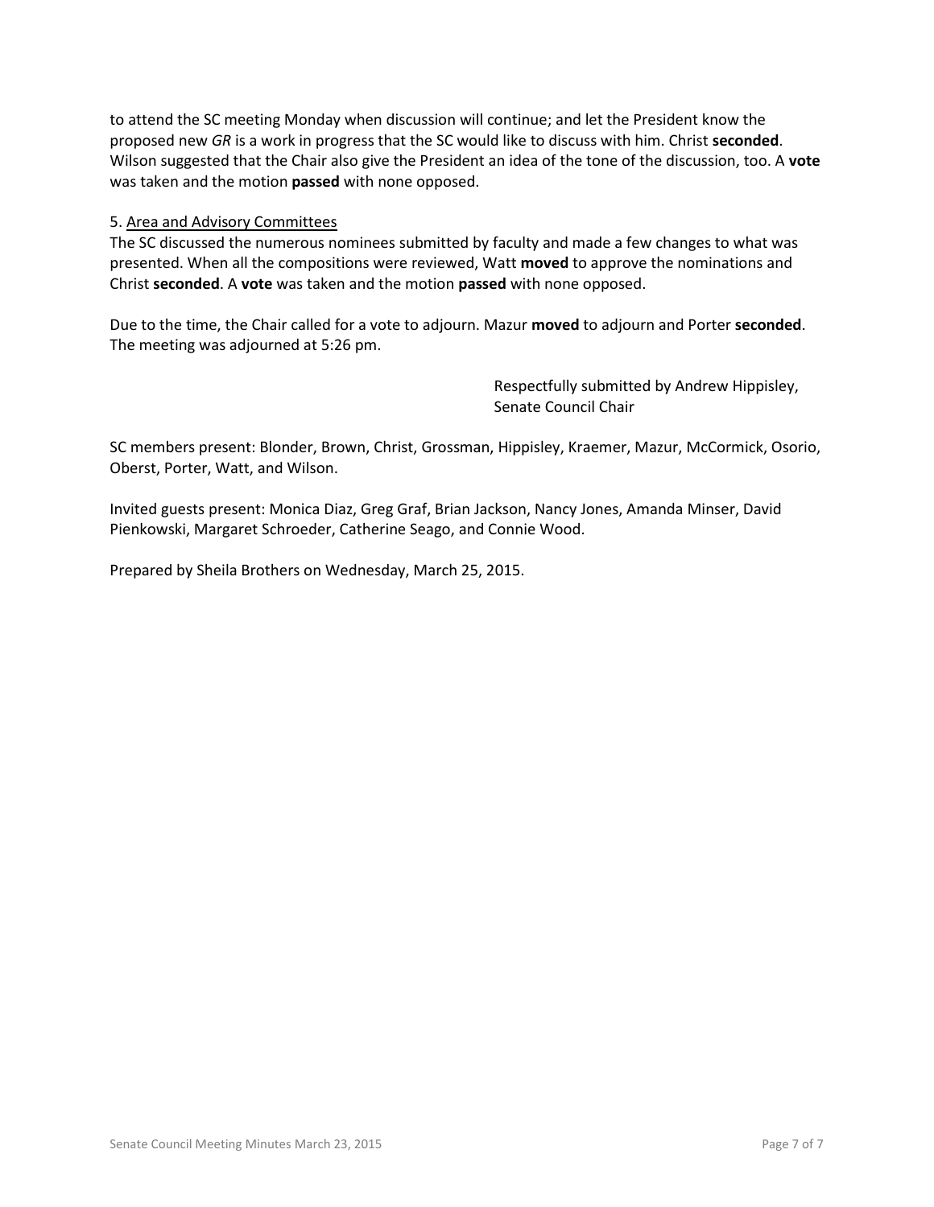to attend the SC meeting Monday when discussion will continue; and let the President know the proposed new *GR* is a work in progress that the SC would like to discuss with him. Christ **seconded**. Wilson suggested that the Chair also give the President an idea of the tone of the discussion, too. A **vote** was taken and the motion **passed** with none opposed.

5. Area and Advisory Committees

The SC discussed the numerous nominees submitted by faculty and made a few changes to what was presented. When all the compositions were reviewed, Watt **moved** to approve the nominations and Christ **seconded**. A **vote** was taken and the motion **passed** with none opposed.

Due to the time, the Chair called for a vote to adjourn. Mazur **moved** to adjourn and Porter **seconded**. The meeting was adjourned at 5:26 pm.

Respectfully submitted by Andrew Hippisley,
Senate Council Chair

SC members present: Blonder, Brown, Christ, Grossman, Hippisley, Kraemer, Mazur, McCormick, Osorio, Oberst, Porter, Watt, and Wilson.

Invited guests present: Monica Diaz, Greg Graf, Brian Jackson, Nancy Jones, Amanda Minser, David Pienkowski, Margaret Schroeder, Catherine Seago, and Connie Wood.

Prepared by Sheila Brothers on Wednesday, March 25, 2015.